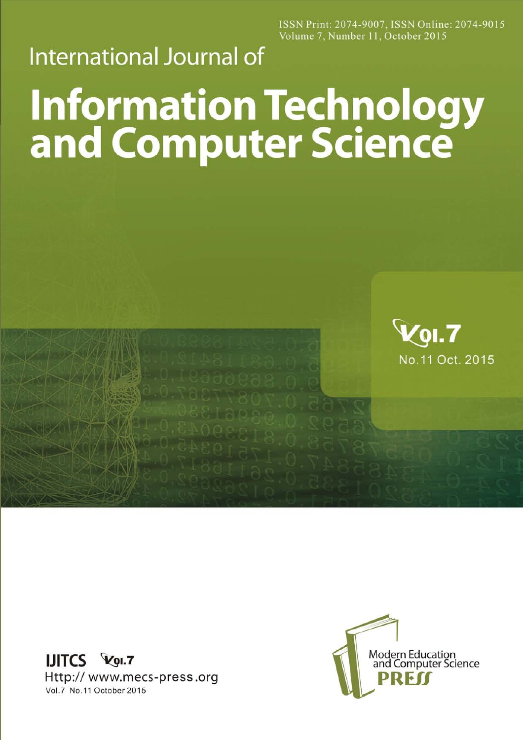ISSN Print: 2074-9007, ISSN Online: 2074-9015
Volume 7, Number 11, October 2015

International Journal of

# Information Technology and Computer Science

Vol.7

No.11 Oct. 2015

**IJITCS** Vol.7

Http:// www.mecs-press.org

Vol.7 No.11 October 2015

Modern Education and Computer Science

**PRESS**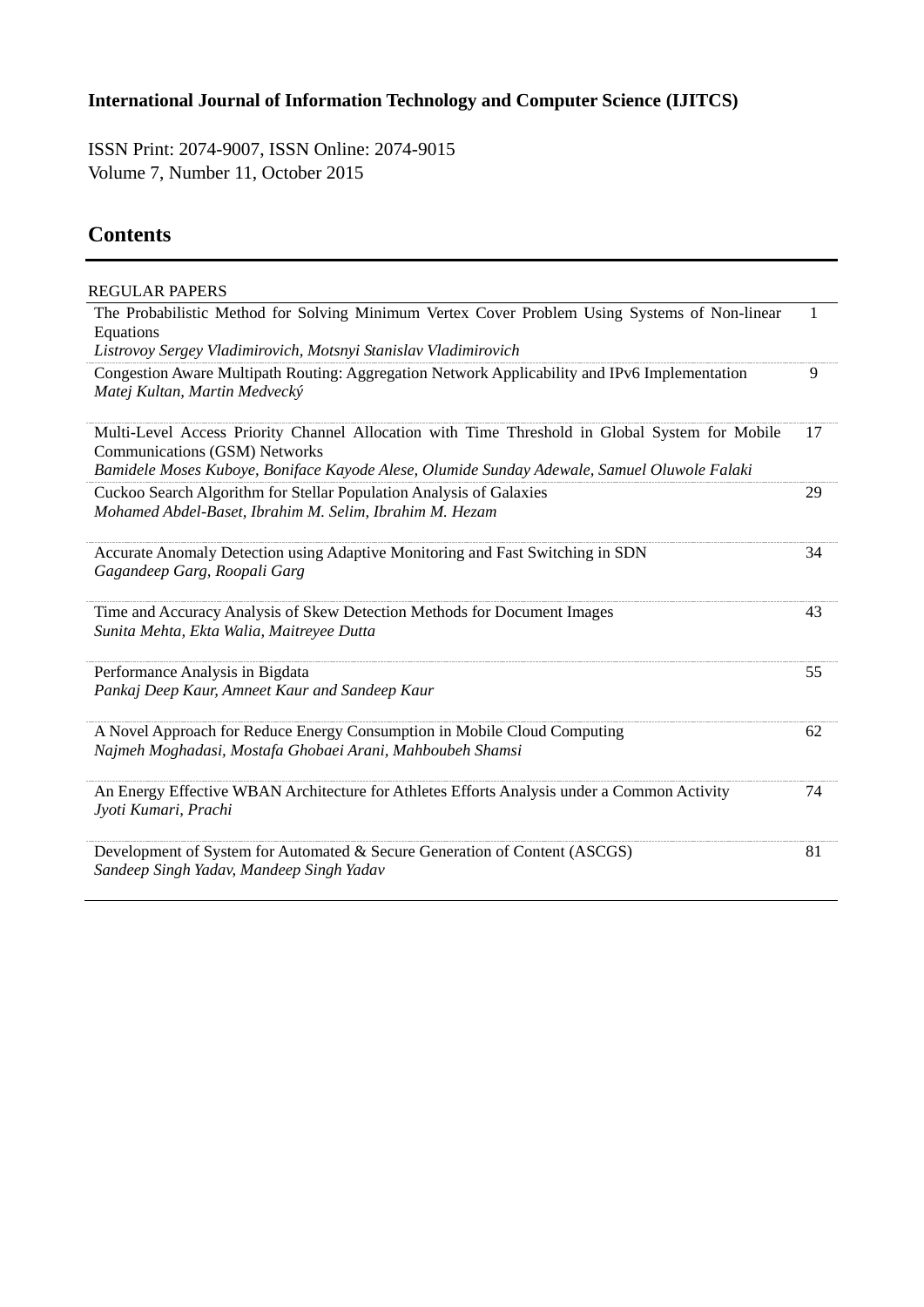**International Journal of Information Technology and Computer Science (IJITCS)**

ISSN Print: 2074-9007, ISSN Online: 2074-9015
Volume 7, Number 11, October 2015

## Contents

REGULAR PAPERS

| | |
|---|---|
| The Probabilistic Method for Solving Minimum Vertex Cover Problem Using Systems of Non-linear Equations<br>*Listrovoy Sergey Vladimirovich, Motsnyi Stanislav Vladimirovich* | 1 |
| Congestion Aware Multipath Routing: Aggregation Network Applicability and IPv6 Implementation<br>*Matej Kultan, Martin Medvecký* | 9 |
| Multi-Level Access Priority Channel Allocation with Time Threshold in Global System for Mobile Communications (GSM) Networks<br>*Bamidele Moses Kuboye, Boniface Kayode Alese, Olumide Sunday Adewale, Samuel Oluwole Falaki* | 17 |
| Cuckoo Search Algorithm for Stellar Population Analysis of Galaxies<br>*Mohamed Abdel-Baset, Ibrahim M. Selim, Ibrahim M. Hezam* | 29 |
| Accurate Anomaly Detection using Adaptive Monitoring and Fast Switching in SDN<br>*Gagandeep Garg, Roopali Garg* | 34 |
| Time and Accuracy Analysis of Skew Detection Methods for Document Images<br>*Sunita Mehta, Ekta Walia, Maitreyee Dutta* | 43 |
| Performance Analysis in Bigdata<br>*Pankaj Deep Kaur, Amneet Kaur and Sandeep Kaur* | 55 |
| A Novel Approach for Reduce Energy Consumption in Mobile Cloud Computing<br>*Najmeh Moghadasi, Mostafa Ghobaei Arani, Mahboubeh Shamsi* | 62 |
| An Energy Effective WBAN Architecture for Athletes Efforts Analysis under a Common Activity<br>*Jyoti Kumari, Prachi* | 74 |
| Development of System for Automated & Secure Generation of Content (ASCGS)<br>*Sandeep Singh Yadav, Mandeep Singh Yadav* | 81 |